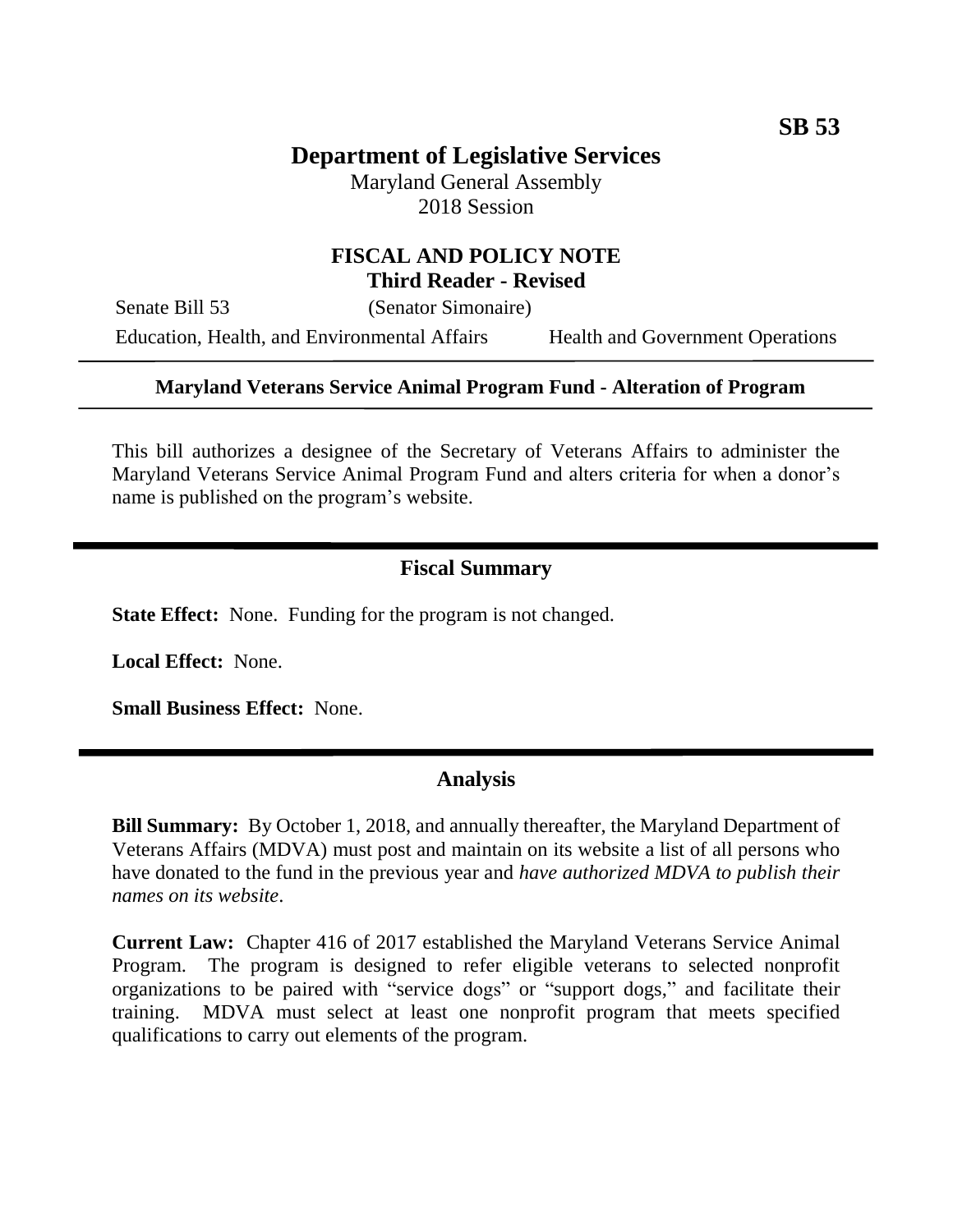**SB 53**

# Department of Legislative Services

Maryland General Assembly
2018 Session

## FISCAL AND POLICY NOTE
**Third Reader - Revised**

Senate Bill 53 (Senator Simonaire)
Education, Health, and Environmental Affairs — Health and Government Operations

**Maryland Veterans Service Animal Program Fund - Alteration of Program**

This bill authorizes a designee of the Secretary of Veterans Affairs to administer the Maryland Veterans Service Animal Program Fund and alters criteria for when a donor's name is published on the program's website.

## Fiscal Summary

**State Effect:** None. Funding for the program is not changed.

**Local Effect:** None.

**Small Business Effect:** None.

## Analysis

**Bill Summary:** By October 1, 2018, and annually thereafter, the Maryland Department of Veterans Affairs (MDVA) must post and maintain on its website a list of all persons who have donated to the fund in the previous year and *have authorized MDVA to publish their names on its website*.

**Current Law:** Chapter 416 of 2017 established the Maryland Veterans Service Animal Program. The program is designed to refer eligible veterans to selected nonprofit organizations to be paired with "service dogs" or "support dogs," and facilitate their training. MDVA must select at least one nonprofit program that meets specified qualifications to carry out elements of the program.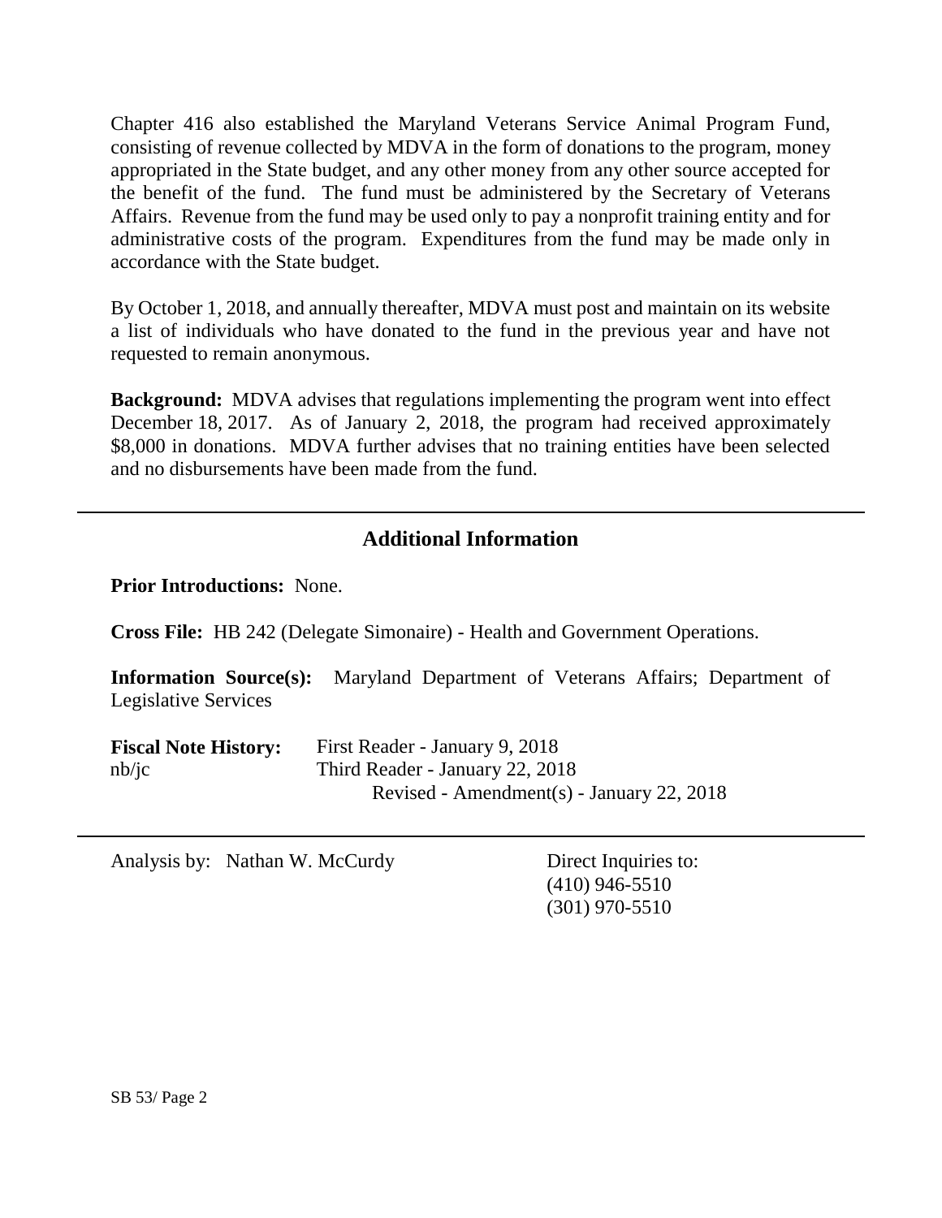Chapter 416 also established the Maryland Veterans Service Animal Program Fund, consisting of revenue collected by MDVA in the form of donations to the program, money appropriated in the State budget, and any other money from any other source accepted for the benefit of the fund. The fund must be administered by the Secretary of Veterans Affairs. Revenue from the fund may be used only to pay a nonprofit training entity and for administrative costs of the program. Expenditures from the fund may be made only in accordance with the State budget.

By October 1, 2018, and annually thereafter, MDVA must post and maintain on its website a list of individuals who have donated to the fund in the previous year and have not requested to remain anonymous.

**Background:** MDVA advises that regulations implementing the program went into effect December 18, 2017. As of January 2, 2018, the program had received approximately $8,000 in donations. MDVA further advises that no training entities have been selected and no disbursements have been made from the fund.

## Additional Information

**Prior Introductions:** None.

**Cross File:** HB 242 (Delegate Simonaire) - Health and Government Operations.

**Information Source(s):** Maryland Department of Veterans Affairs; Department of Legislative Services

**Fiscal Note History:** First Reader - January 9, 2018
nb/jc Third Reader - January 22, 2018
Revised - Amendment(s) - January 22, 2018

Analysis by: Nathan W. McCurdy

Direct Inquiries to:
(410) 946-5510
(301) 970-5510